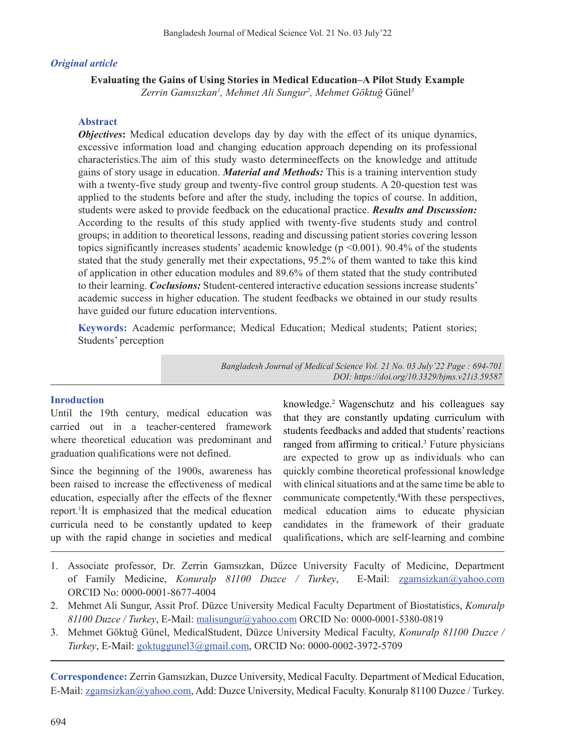*Original article*

# Evaluating the Gains of Using Stories in Medical Education–A Pilot Study Example

*Zerrin Gamsızkan[1], Mehmet Ali Sungur[2], Mehmet Göktuğ* Günel[3]

## Abstract

***Objectives*:** Medical education develops day by day with the effect of its unique dynamics, excessive information load and changing education approach depending on its professional characteristics.The aim of this study wasto determineeffects on the knowledge and attitude gains of story usage in education. ***Material and Methods:*** This is a training intervention study with a twenty-five study group and twenty-five control group students. A 20-question test was applied to the students before and after the study, including the topics of course. In addition, students were asked to provide feedback on the educational practice. ***Results and Dıscussion:*** According to the results of this study applied with twenty-five students study and control groups; in addition to theoretical lessons, reading and discussing patient stories covering lesson topics significantly increases students' academic knowledge ($p < 0.001$). 90.4% of the students stated that the study generally met their expectations, 95.2% of them wanted to take this kind of application in other education modules and 89.6% of them stated that the study contributed to their learning. ***Coclusions:*** Student-centered interactive education sessions increase students' academic success in higher education. The student feedbacks we obtained in our study results have guided our future education interventions.

**Keywords:** Academic performance; Medical Education; Medical students; Patient stories; Students' perception

*Bangladesh Journal of Medical Science Vol. 21 No. 03 July'22 Page : 694-701*
*DOI: https://doi.org/10.3329/bjms.v21i3.59587*

## Inroduction

Until the 19th century, medical education was carried out in a teacher-centered framework where theoretical education was predominant and graduation qualifications were not defined.

Since the beginning of the 1900s, awareness has been raised to increase the effectiveness of medical education, especially after the effects of the flexner report.[1]İt is emphasized that the medical education curricula need to be constantly updated to keep up with the rapid change in societies and medical knowledge.[2] Wagenschutz and his colleagues say that they are constantly updating curriculum with students feedbacks and added that students' reactions ranged from affirming to critical.[3] Future physicians are expected to grow up as individuals who can quickly combine theoretical professional knowledge with clinical situations and at the same time be able to communicate competently.[4]With these perspectives, medical education aims to educate physician candidates in the framework of their graduate qualifications, which are self-learning and combine

1. Associate professor, Dr. Zerrin Gamsızkan, Düzce University Faculty of Medicine, Department of Family Medicine, *Konuralp 81100 Duzce / Turkey*, E-Mail: zgamsizkan@yahoo.com ORCID No: 0000-0001-8677-4004
2. Mehmet Ali Sungur, Assit Prof. Düzce University Medical Faculty Department of Biostatistics, *Konuralp 81100 Duzce / Turkey*, E-Mail: malisungur@yahoo.com ORCID No: 0000-0001-5380-0819
3. Mehmet Göktuğ Günel, MedicalStudent, Düzce University Medical Faculty, *Konuralp 81100 Duzce / Turkey*, E-Mail: goktuggunel3@gmail.com, ORCID No: 0000-0002-3972-5709

**Correspondence:** Zerrin Gamsızkan, Duzce University, Medical Faculty. Department of Medical Education, E-Mail: zgamsizkan@yahoo.com, Add: Duzce University, Medical Faculty. Konuralp 81100 Duzce / Turkey.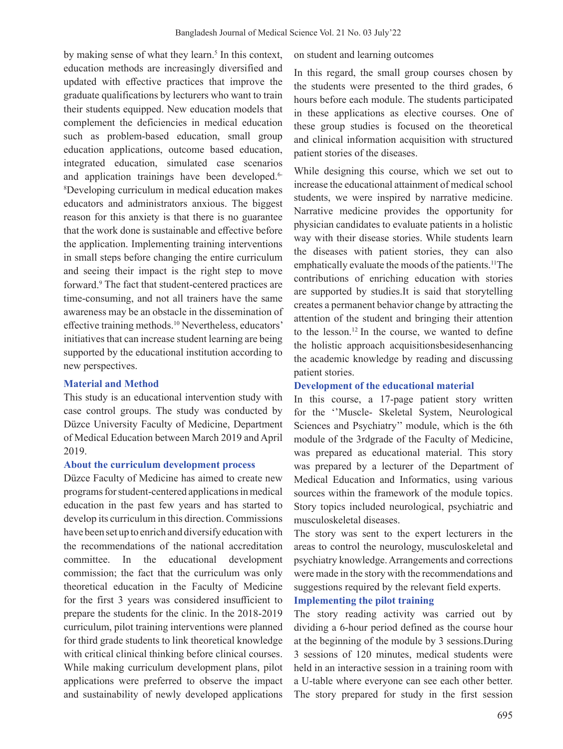by making sense of what they learn.[5] In this context, education methods are increasingly diversified and updated with effective practices that improve the graduate qualifications by lecturers who want to train their students equipped. New education models that complement the deficiencies in medical education such as problem-based education, small group education applications, outcome based education, integrated education, simulated case scenarios and application trainings have been developed.[6-8]Developing curriculum in medical education makes educators and administrators anxious. The biggest reason for this anxiety is that there is no guarantee that the work done is sustainable and effective before the application. Implementing training interventions in small steps before changing the entire curriculum and seeing their impact is the right step to move forward.[9] The fact that student-centered practices are time-consuming, and not all trainers have the same awareness may be an obstacle in the dissemination of effective training methods.[10] Nevertheless, educators' initiatives that can increase student learning are being supported by the educational institution according to new perspectives.

## Material and Method

This study is an educational intervention study with case control groups. The study was conducted by Düzce University Faculty of Medicine, Department of Medical Education between March 2019 and April 2019.

### About the curriculum development process

Düzce Faculty of Medicine has aimed to create new programs for student-centered applications in medical education in the past few years and has started to develop its curriculum in this direction. Commissions have been set up to enrich and diversify education with the recommendations of the national accreditation committee. In the educational development commission; the fact that the curriculum was only theoretical education in the Faculty of Medicine for the first 3 years was considered insufficient to prepare the students for the clinic. In the 2018-2019 curriculum, pilot training interventions were planned for third grade students to link theoretical knowledge with critical clinical thinking before clinical courses. While making curriculum development plans, pilot applications were preferred to observe the impact and sustainability of newly developed applications on student and learning outcomes

In this regard, the small group courses chosen by the students were presented to the third grades, 6 hours before each module. The students participated in these applications as elective courses. One of these group studies is focused on the theoretical and clinical information acquisition with structured patient stories of the diseases.

While designing this course, which we set out to increase the educational attainment of medical school students, we were inspired by narrative medicine. Narrative medicine provides the opportunity for physician candidates to evaluate patients in a holistic way with their disease stories. While students learn the diseases with patient stories, they can also emphatically evaluate the moods of the patients.[11]The contributions of enriching education with stories are supported by studies.It is said that storytelling creates a permanent behavior change by attracting the attention of the student and bringing their attention to the lesson.[12] In the course, we wanted to define the holistic approach acquisitionsbesidesenhancing the academic knowledge by reading and discussing patient stories.

### Development of the educational material

In this course, a 17-page patient story written for the ''Muscle- Skeletal System, Neurological Sciences and Psychiatry'' module, which is the 6th module of the 3rdgrade of the Faculty of Medicine, was prepared as educational material. This story was prepared by a lecturer of the Department of Medical Education and Informatics, using various sources within the framework of the module topics. Story topics included neurological, psychiatric and musculoskeletal diseases.

The story was sent to the expert lecturers in the areas to control the neurology, musculoskeletal and psychiatry knowledge. Arrangements and corrections were made in the story with the recommendations and suggestions required by the relevant field experts.

### Implementing the pilot training

The story reading activity was carried out by dividing a 6-hour period defined as the course hour at the beginning of the module by 3 sessions.During 3 sessions of 120 minutes, medical students were held in an interactive session in a training room with a U-table where everyone can see each other better. The story prepared for study in the first session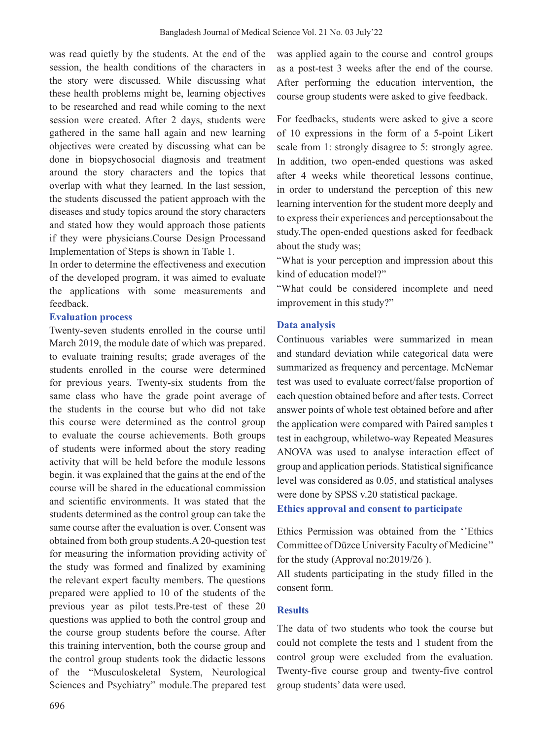was read quietly by the students. At the end of the session, the health conditions of the characters in the story were discussed. While discussing what these health problems might be, learning objectives to be researched and read while coming to the next session were created. After 2 days, students were gathered in the same hall again and new learning objectives were created by discussing what can be done in biopsychosocial diagnosis and treatment around the story characters and the topics that overlap with what they learned. In the last session, the students discussed the patient approach with the diseases and study topics around the story characters and stated how they would approach those patients if they were physicians.Course Design Processand Implementation of Steps is shown in Table 1.

In order to determine the effectiveness and execution of the developed program, it was aimed to evaluate the applications with some measurements and feedback.

### Evaluation process

Twenty-seven students enrolled in the course until March 2019, the module date of which was prepared. to evaluate training results; grade averages of the students enrolled in the course were determined for previous years. Twenty-six students from the same class who have the grade point average of the students in the course but who did not take this course were determined as the control group to evaluate the course achievements. Both groups of students were informed about the story reading activity that will be held before the module lessons begin. it was explained that the gains at the end of the course will be shared in the educational commission and scientific environments. It was stated that the students determined as the control group can take the same course after the evaluation is over. Consent was obtained from both group students.A 20-question test for measuring the information providing activity of the study was formed and finalized by examining the relevant expert faculty members. The questions prepared were applied to 10 of the students of the previous year as pilot tests.Pre-test of these 20 questions was applied to both the control group and the course group students before the course. After this training intervention, both the course group and the control group students took the didactic lessons of the "Musculoskeletal System, Neurological Sciences and Psychiatry" module.The prepared test was applied again to the course and control groups as a post-test 3 weeks after the end of the course. After performing the education intervention, the course group students were asked to give feedback.

For feedbacks, students were asked to give a score of 10 expressions in the form of a 5-point Likert scale from 1: strongly disagree to 5: strongly agree. In addition, two open-ended questions was asked after 4 weeks while theoretical lessons continue, in order to understand the perception of this new learning intervention for the student more deeply and to express their experiences and perceptionsabout the study.The open-ended questions asked for feedback about the study was;

"What is your perception and impression about this kind of education model?"

"What could be considered incomplete and need improvement in this study?"

### Data analysis

Continuous variables were summarized in mean and standard deviation while categorical data were summarized as frequency and percentage. McNemar test was used to evaluate correct/false proportion of each question obtained before and after tests. Correct answer points of whole test obtained before and after the application were compared with Paired samples t test in eachgroup, whiletwo-way Repeated Measures ANOVA was used to analyse interaction effect of group and application periods. Statistical significance level was considered as 0.05, and statistical analyses were done by SPSS v.20 statistical package.

### Ethics approval and consent to participate

Ethics Permission was obtained from the ''Ethics Committee of Düzce University Faculty of Medicine'' for the study (Approval no:2019/26 ).

All students participating in the study filled in the consent form.

## Results

The data of two students who took the course but could not complete the tests and 1 student from the control group were excluded from the evaluation. Twenty-five course group and twenty-five control group students' data were used.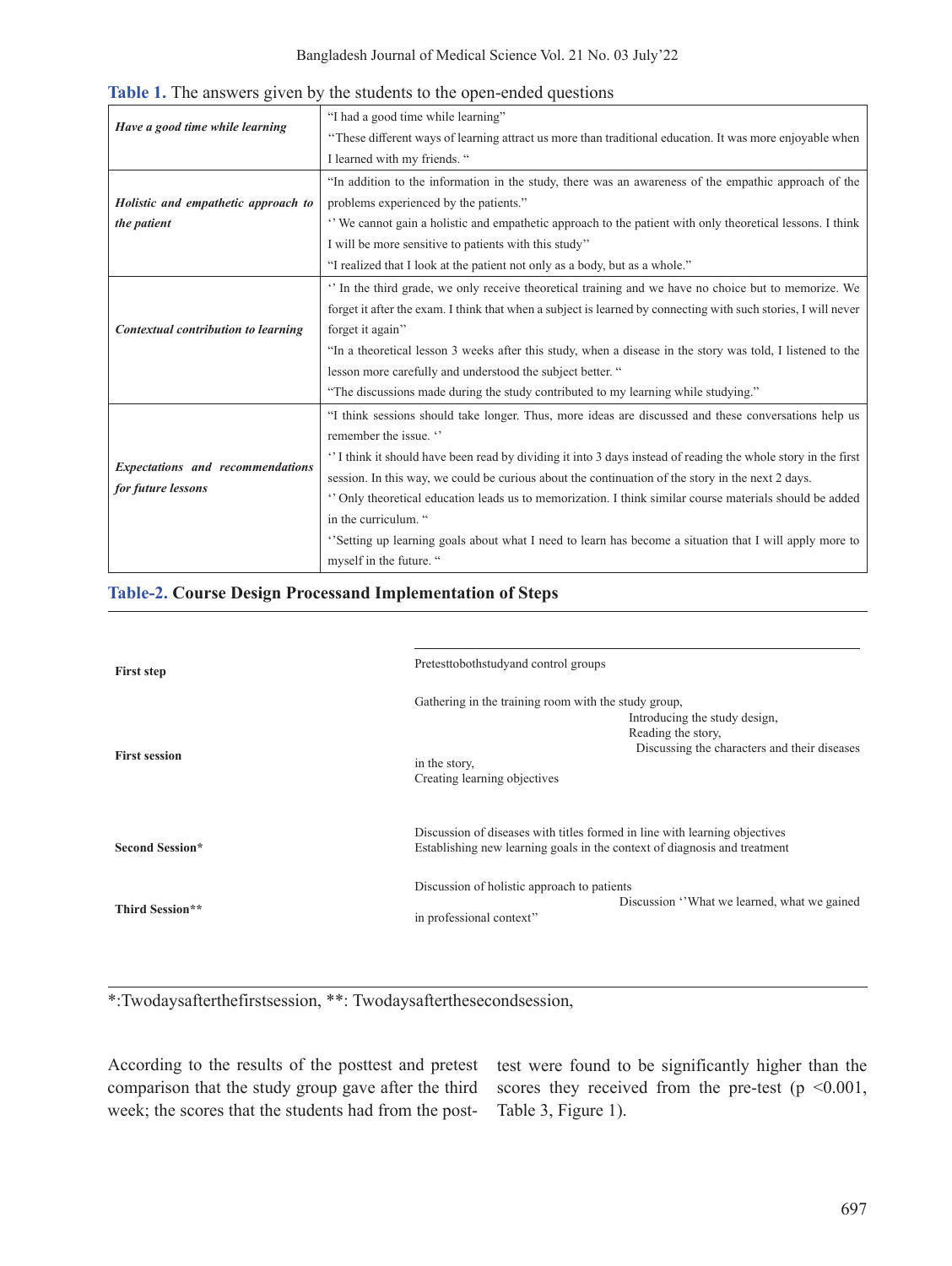**Table 1.** The answers given by the students to the open-ended questions

| | |
|---|---|
| ***Have a good time while learning*** | "I had a good time while learning" ''These different ways of learning attract us more than traditional education. It was more enjoyable when I learned with my friends. " |
| ***Holistic and empathetic approach to the patient*** | "In addition to the information in the study, there was an awareness of the empathic approach of the problems experienced by the patients." '' We cannot gain a holistic and empathetic approach to the patient with only theoretical lessons. I think I will be more sensitive to patients with this study'' "I realized that I look at the patient not only as a body, but as a whole." |
| ***Contextual contribution to learning*** | '' In the third grade, we only receive theoretical training and we have no choice but to memorize. We forget it after the exam. I think that when a subject is learned by connecting with such stories, I will never forget it again'' "In a theoretical lesson 3 weeks after this study, when a disease in the story was told, I listened to the lesson more carefully and understood the subject better. " "The discussions made during the study contributed to my learning while studying." |
| ***Expectations and recommendations for future lessons*** | "I think sessions should take longer. Thus, more ideas are discussed and these conversations help us remember the issue. '' '' I think it should have been read by dividing it into 3 days instead of reading the whole story in the first session. In this way, we could be curious about the continuation of the story in the next 2 days. '' Only theoretical education leads us to memorization. I think similar course materials should be added in the curriculum. " ''Setting up learning goals about what I need to learn has become a situation that I will apply more to myself in the future. " |

**Table-2. Course Design Processand Implementation of Steps**

| | |
|---|---|
| **First step** | Pretesttobothstudyand control groups |
| **First session** | Gathering in the training room with the study group, Introducing the study design, Reading the story, Discussing the characters and their diseases in the story, Creating learning objectives |
| **Second Session*** | Discussion of diseases with titles formed in line with learning objectives Establishing new learning goals in the context of diagnosis and treatment |
| **Third Session**** | Discussion of holistic approach to patients Discussion ''What we learned, what we gained in professional context'' |

*:Twodaysafterthefirstsession, **: Twodaysafterthesecondsession,

According to the results of the posttest and pretest comparison that the study group gave after the third week; the scores that the students had from the post-test were found to be significantly higher than the scores they received from the pre-test ($p < 0.001$, Table 3, Figure 1).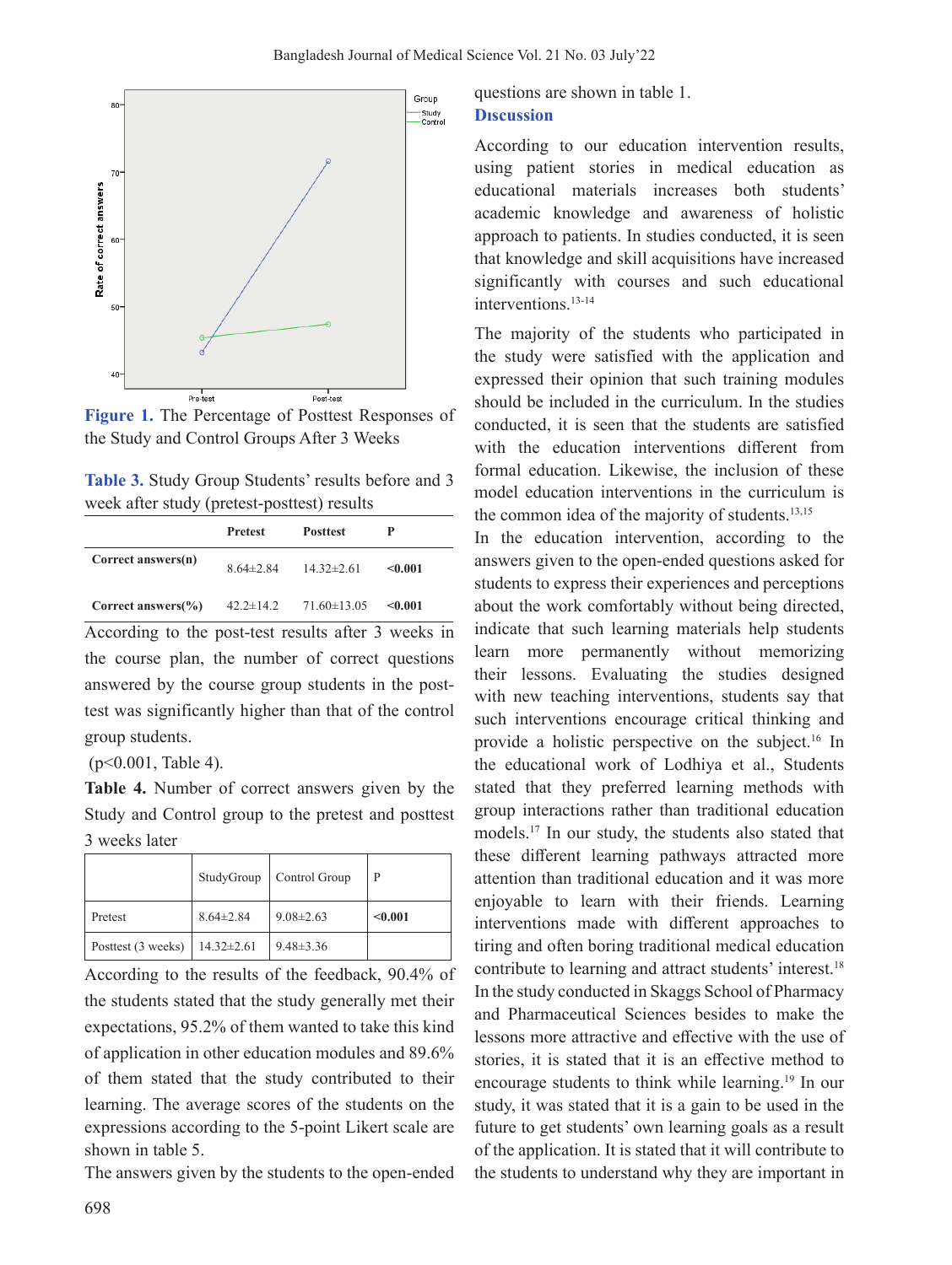Figure 1. The Percentage of Posttest Responses of the Study and Control Groups After 3 Weeks

**Table 3.** Study Group Students' results before and 3 week after study (pretest-posttest) results

| | Pretest | Posttest | P |
|---|---|---|---|
| **Correct answers(n)** | 8.64±2.84 | 14.32±2.61 | **<0.001** |
| **Correct answers(%)** | 42.2±14.2 | 71.60±13.05 | **<0.001** |

According to the post-test results after 3 weeks in the course plan, the number of correct questions answered by the course group students in the post-test was significantly higher than that of the control group students.

(p<0.001, Table 4).

**Table 4.** Number of correct answers given by the Study and Control group to the pretest and posttest 3 weeks later

| | StudyGroup | Control Group | P |
|---|---|---|---|
| Pretest | 8.64±2.84 | 9.08±2.63 | **<0.001** |
| Posttest (3 weeks) | 14.32±2.61 | 9.48±3.36 | |

According to the results of the feedback, 90.4% of the students stated that the study generally met their expectations, 95.2% of them wanted to take this kind of application in other education modules and 89.6% of them stated that the study contributed to their learning. The average scores of the students on the expressions according to the 5-point Likert scale are shown in table 5.

The answers given by the students to the open-ended questions are shown in table 1.

## Discussion

According to our education intervention results, using patient stories in medical education as educational materials increases both students' academic knowledge and awareness of holistic approach to patients. In studies conducted, it is seen that knowledge and skill acquisitions have increased significantly with courses and such educational interventions.[13-14]

The majority of the students who participated in the study were satisfied with the application and expressed their opinion that such training modules should be included in the curriculum. In the studies conducted, it is seen that the students are satisfied with the education interventions different from formal education. Likewise, the inclusion of these model education interventions in the curriculum is the common idea of the majority of students.[13,15]

In the education intervention, according to the answers given to the open-ended questions asked for students to express their experiences and perceptions about the work comfortably without being directed, indicate that such learning materials help students learn more permanently without memorizing their lessons. Evaluating the studies designed with new teaching interventions, students say that such interventions encourage critical thinking and provide a holistic perspective on the subject.[16] In the educational work of Lodhiya et al., Students stated that they preferred learning methods with group interactions rather than traditional education models.[17] In our study, the students also stated that these different learning pathways attracted more attention than traditional education and it was more enjoyable to learn with their friends. Learning interventions made with different approaches to tiring and often boring traditional medical education contribute to learning and attract students' interest.[18] In the study conducted in Skaggs School of Pharmacy and Pharmaceutical Sciences besides to make the lessons more attractive and effective with the use of stories, it is stated that it is an effective method to encourage students to think while learning.[19] In our study, it was stated that it is a gain to be used in the future to get students' own learning goals as a result of the application. It is stated that it will contribute to the students to understand why they are important in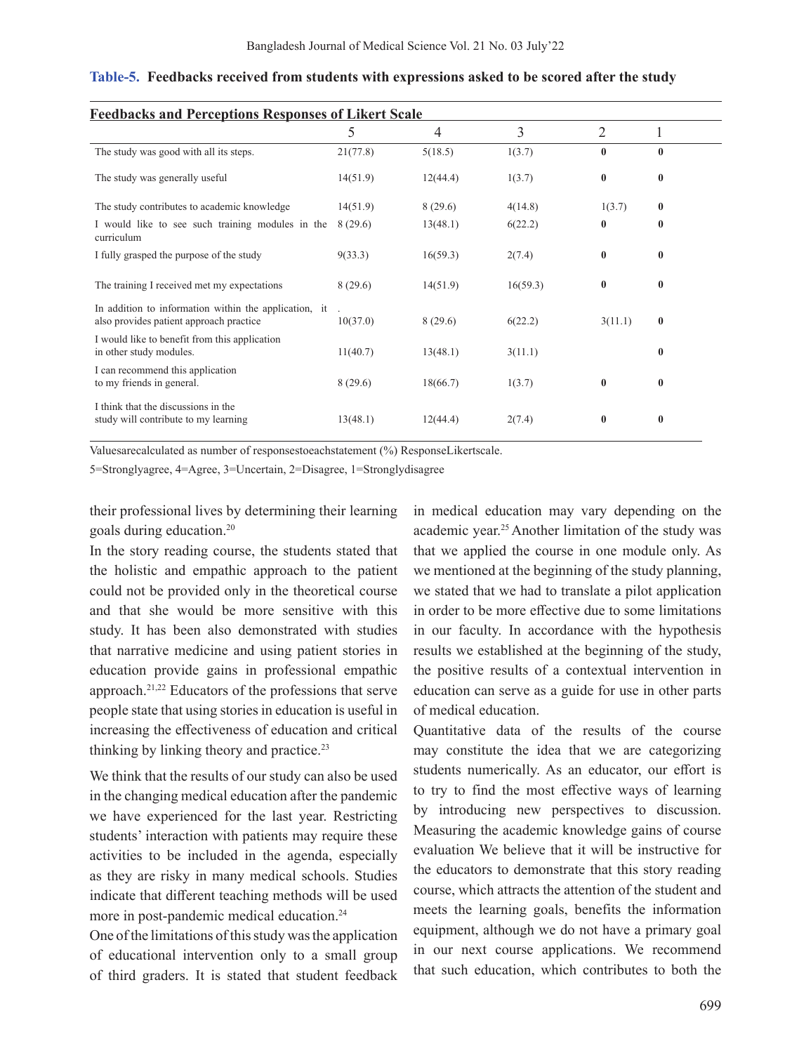**Table-5. Feedbacks received from students with expressions asked to be scored after the study**

| Feedbacks and Perceptions Responses of Likert Scale | 5 | 4 | 3 | 2 | 1 |
|---|---|---|---|---|---|
| The study was good with all its steps. | 21(77.8) | 5(18.5) | 1(3.7) | **0** | **0** |
| The study was generally useful | 14(51.9) | 12(44.4) | 1(3.7) | **0** | **0** |
| The study contributes to academic knowledge | 14(51.9) | 8 (29.6) | 4(14.8) | 1(3.7) | **0** |
| I would like to see such training modules in the curriculum | 8 (29.6) | 13(48.1) | 6(22.2) | **0** | **0** |
| I fully grasped the purpose of the study | 9(33.3) | 16(59.3) | 2(7.4) | **0** | **0** |
| The training I received met my expectations | 8 (29.6) | 14(51.9) | 16(59.3) | **0** | **0** |
| In addition to information within the application, it also provides patient approach practice | . 10(37.0) | 8 (29.6) | 6(22.2) | 3(11.1) | **0** |
| I would like to benefit from this application in other study modules. | 11(40.7) | 13(48.1) | 3(11.1) | | **0** |
| I can recommend this application to my friends in general. | 8 (29.6) | 18(66.7) | 1(3.7) | **0** | **0** |
| I think that the discussions in the study will contribute to my learning | 13(48.1) | 12(44.4) | 2(7.4) | **0** | **0** |

Valuesarecalculated as number of responsestoeachstatement (%) ResponseLikertscale.

5=Stronglyagree, 4=Agree, 3=Uncertain, 2=Disagree, 1=Stronglydisagree

their professional lives by determining their learning goals during education.[20]

In the story reading course, the students stated that the holistic and empathic approach to the patient could not be provided only in the theoretical course and that she would be more sensitive with this study. It has been also demonstrated with studies that narrative medicine and using patient stories in education provide gains in professional empathic approach.[21,22] Educators of the professions that serve people state that using stories in education is useful in increasing the effectiveness of education and critical thinking by linking theory and practice.[23]

We think that the results of our study can also be used in the changing medical education after the pandemic we have experienced for the last year. Restricting students' interaction with patients may require these activities to be included in the agenda, especially as they are risky in many medical schools. Studies indicate that different teaching methods will be used more in post-pandemic medical education.[24]

One of the limitations of this study was the application of educational intervention only to a small group of third graders. It is stated that student feedback in medical education may vary depending on the academic year.[25] Another limitation of the study was that we applied the course in one module only. As we mentioned at the beginning of the study planning, we stated that we had to translate a pilot application in order to be more effective due to some limitations in our faculty. In accordance with the hypothesis results we established at the beginning of the study, the positive results of a contextual intervention in education can serve as a guide for use in other parts of medical education.

Quantitative data of the results of the course may constitute the idea that we are categorizing students numerically. As an educator, our effort is to try to find the most effective ways of learning by introducing new perspectives to discussion. Measuring the academic knowledge gains of course evaluation We believe that it will be instructive for the educators to demonstrate that this story reading course, which attracts the attention of the student and meets the learning goals, benefits the information equipment, although we do not have a primary goal in our next course applications. We recommend that such education, which contributes to both the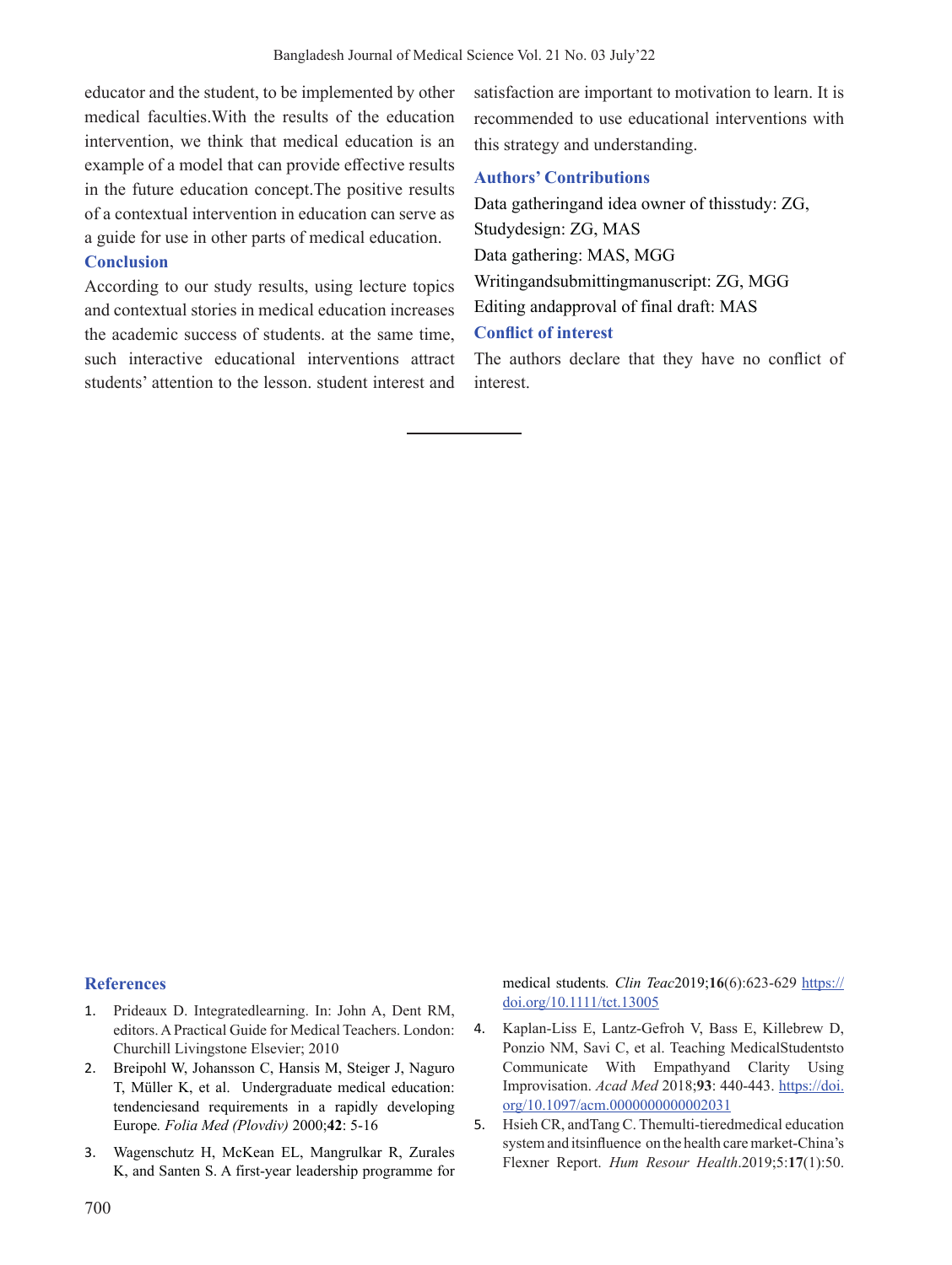educator and the student, to be implemented by other medical faculties.With the results of the education intervention, we think that medical education is an example of a model that can provide effective results in the future education concept.The positive results of a contextual intervention in education can serve as a guide for use in other parts of medical education.

## Conclusion

According to our study results, using lecture topics and contextual stories in medical education increases the academic success of students. at the same time, such interactive educational interventions attract students' attention to the lesson. student interest and satisfaction are important to motivation to learn. It is recommended to use educational interventions with this strategy and understanding.

## Authors' Contributions

Data gatheringand idea owner of thisstudy: ZG,

Studydesign: ZG, MAS

Data gathering: MAS, MGG

Writingandsubmittingmanuscript: ZG, MGG

Editing andapproval of final draft: MAS

## Conflict of interest

The authors declare that they have no conflict of interest.

## References

1. Prideaux D. Integratedlearning. In: John A, Dent RM, editors. A Practical Guide for Medical Teachers. London: Churchill Livingstone Elsevier; 2010
2. Breipohl W, Johansson C, Hansis M, Steiger J, Naguro T, Müller K, et al. Undergraduate medical education: tendenciesand requirements in a rapidly developing Europe. *Folia Med (Plovdiv)* 2000;**42**: 5-16
3. Wagenschutz H, McKean EL, Mangrulkar R, Zurales K, and Santen S. A first-year leadership programme for medical students. *Clin Teac*2019;**16**(6):623-629 https://doi.org/10.1111/tct.13005
4. Kaplan-Liss E, Lantz-Gefroh V, Bass E, Killebrew D, Ponzio NM, Savi C, et al. Teaching MedicalStudentsto Communicate With Empathyand Clarity Using Improvisation. *Acad Med* 2018;**93**: 440-443. https://doi.org/10.1097/acm.0000000000002031
5. Hsieh CR, andTang C. Themulti-tieredmedical education system and itsinfluence on the health care market-China's Flexner Report. *Hum Resour Health*.2019;5:**17**(1):50.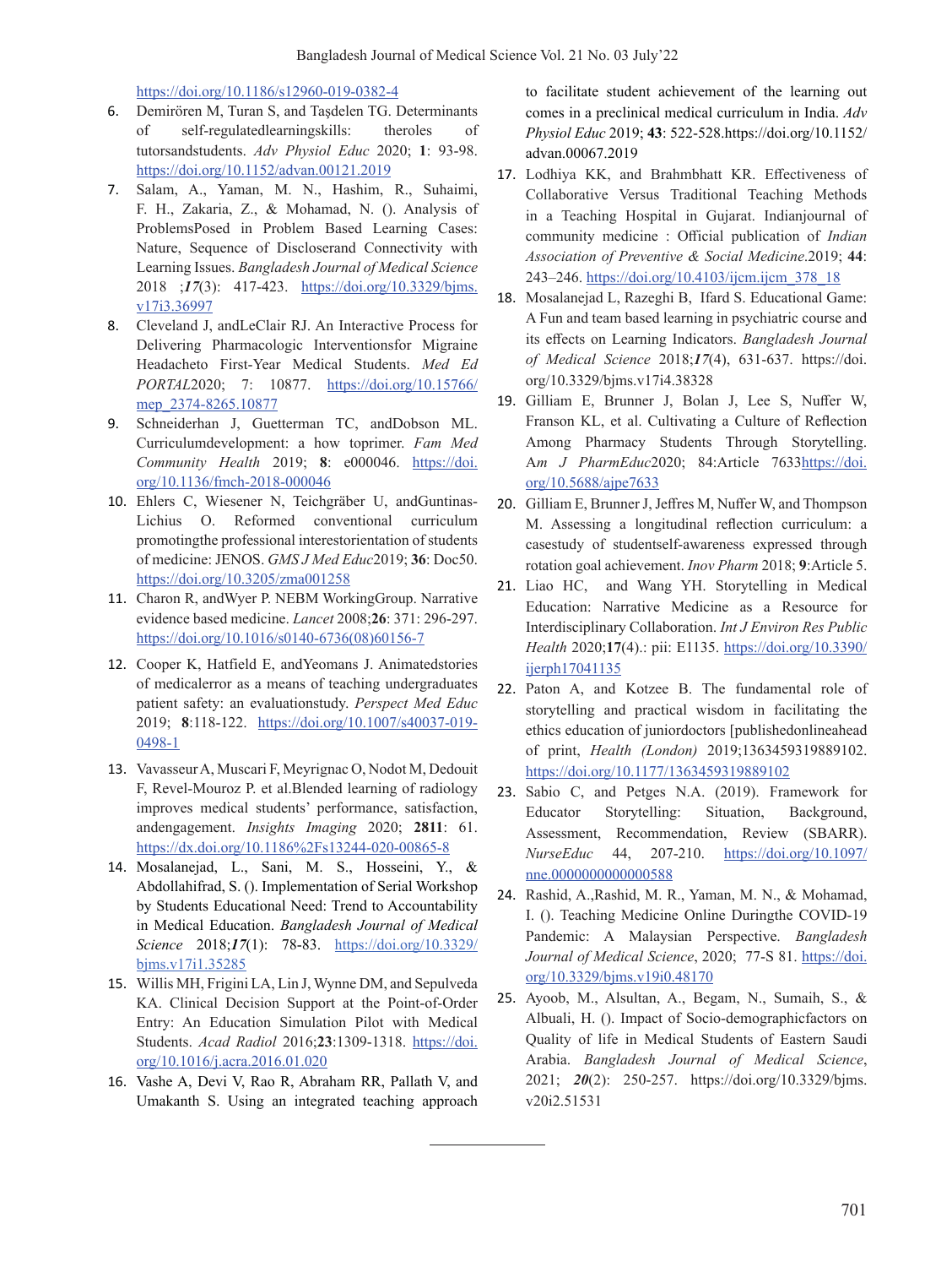https://doi.org/10.1186/s12960-019-0382-4

6. Demirören M, Turan S, and Taşdelen TG. Determinants of self-regulatedlearningskills: theroles of tutorsandstudents. *Adv Physiol Educ* 2020; **1**: 93-98. https://doi.org/10.1152/advan.00121.2019
7. Salam, A., Yaman, M. N., Hashim, R., Suhaimi, F. H., Zakaria, Z., & Mohamad, N. (). Analysis of ProblemsPosed in Problem Based Learning Cases: Nature, Sequence of Discloserand Connectivity with Learning Issues. *Bangladesh Journal of Medical Science* 2018 ;***17***(3): 417-423. https://doi.org/10.3329/bjms.v17i3.36997
8. Cleveland J, andLeClair RJ. An Interactive Process for Delivering Pharmacologic Interventionsfor Migraine Headacheto First-Year Medical Students. *Med Ed PORTAL*2020; 7: 10877. https://doi.org/10.15766/mep_2374-8265.10877
9. Schneiderhan J, Guetterman TC, andDobson ML. Curriculumdevelopment: a how toprimer. *Fam Med Community Health* 2019; **8**: e000046. https://doi.org/10.1136/fmch-2018-000046
10. Ehlers C, Wiesener N, Teichgräber U, andGuntinas-Lichius O. Reformed conventional curriculum promotingthe professional interestorientation of students of medicine: JENOS. *GMS J Med Educ*2019; **36**: Doc50. https://doi.org/10.3205/zma001258
11. Charon R, andWyer P. NEBM WorkingGroup. Narrative evidence based medicine. *Lancet* 2008;**26**: 371: 296-297. https://doi.org/10.1016/s0140-6736(08)60156-7
12. Cooper K, Hatfield E, andYeomans J. Animatedstories of medicalerror as a means of teaching undergraduates patient safety: an evaluationstudy. *Perspect Med Educ* 2019; **8**:118-122. https://doi.org/10.1007/s40037-019-0498-1
13. Vavasseur A, Muscari F, Meyrignac O, Nodot M, Dedouit F, Revel-Mouroz P. et al.Blended learning of radiology improves medical students' performance, satisfaction, andengagement. *Insights Imaging* 2020; **2811**: 61. https://dx.doi.org/10.1186%2Fs13244-020-00865-8
14. Mosalanejad, L., Sani, M. S., Hosseini, Y., & Abdollahifrad, S. (). Implementation of Serial Workshop by Students Educational Need: Trend to Accountability in Medical Education. *Bangladesh Journal of Medical Science* 2018;***17***(1): 78-83. https://doi.org/10.3329/bjms.v17i1.35285
15. Willis MH, Frigini LA, Lin J, Wynne DM, and Sepulveda KA. Clinical Decision Support at the Point-of-Order Entry: An Education Simulation Pilot with Medical Students. *Acad Radiol* 2016;**23**:1309-1318. https://doi.org/10.1016/j.acra.2016.01.020
16. Vashe A, Devi V, Rao R, Abraham RR, Pallath V, and Umakanth S. Using an integrated teaching approach to facilitate student achievement of the learning out comes in a preclinical medical curriculum in India. *Adv Physiol Educ* 2019; **43**: 522-528.https://doi.org/10.1152/advan.00067.2019
17. Lodhiya KK, and Brahmbhatt KR. Effectiveness of Collaborative Versus Traditional Teaching Methods in a Teaching Hospital in Gujarat. Indianjournal of community medicine : Official publication of *Indian Association of Preventive & Social Medicine*.2019; **44**: 243–246. https://doi.org/10.4103/ijcm.ijcm_378_18
18. Mosalanejad L, Razeghi B, Ifard S. Educational Game: A Fun and team based learning in psychiatric course and its effects on Learning Indicators. *Bangladesh Journal of Medical Science* 2018;***17***(4), 631-637. https://doi.org/10.3329/bjms.v17i4.38328
19. Gilliam E, Brunner J, Bolan J, Lee S, Nuffer W, Franson KL, et al. Cultivating a Culture of Reflection Among Pharmacy Students Through Storytelling. A*m J PharmEduc*2020; 84:Article 7633https://doi.org/10.5688/ajpe7633
20. Gilliam E, Brunner J, Jeffres M, Nuffer W, and Thompson M. Assessing a longitudinal reflection curriculum: a casestudy of studentself-awareness expressed through rotation goal achievement. *Inov Pharm* 2018; **9**:Article 5.
21. Liao HC, and Wang YH. Storytelling in Medical Education: Narrative Medicine as a Resource for Interdisciplinary Collaboration. *Int J Environ Res Public Health* 2020;**17**(4).: pii: E1135. https://doi.org/10.3390/ijerph17041135
22. Paton A, and Kotzee B. The fundamental role of storytelling and practical wisdom in facilitating the ethics education of juniordoctors [publishedonlineahead of print, *Health (London)* 2019;1363459319889102. https://doi.org/10.1177/1363459319889102
23. Sabio C, and Petges N.A. (2019). Framework for Educator Storytelling: Situation, Background, Assessment, Recommendation, Review (SBARR). *NurseEduc* 44, 207-210. https://doi.org/10.1097/nne.0000000000000588
24. Rashid, A.,Rashid, M. R., Yaman, M. N., & Mohamad, I. (). Teaching Medicine Online Duringthe COVID-19 Pandemic: A Malaysian Perspective. *Bangladesh Journal of Medical Science*, 2020; 77-S 81. https://doi.org/10.3329/bjms.v19i0.48170
25. Ayoob, M., Alsultan, A., Begam, N., Sumaih, S., & Albuali, H. (). Impact of Socio-demographicfactors on Quality of life in Medical Students of Eastern Saudi Arabia. *Bangladesh Journal of Medical Science*, 2021; ***20***(2): 250-257. https://doi.org/10.3329/bjms.v20i2.51531